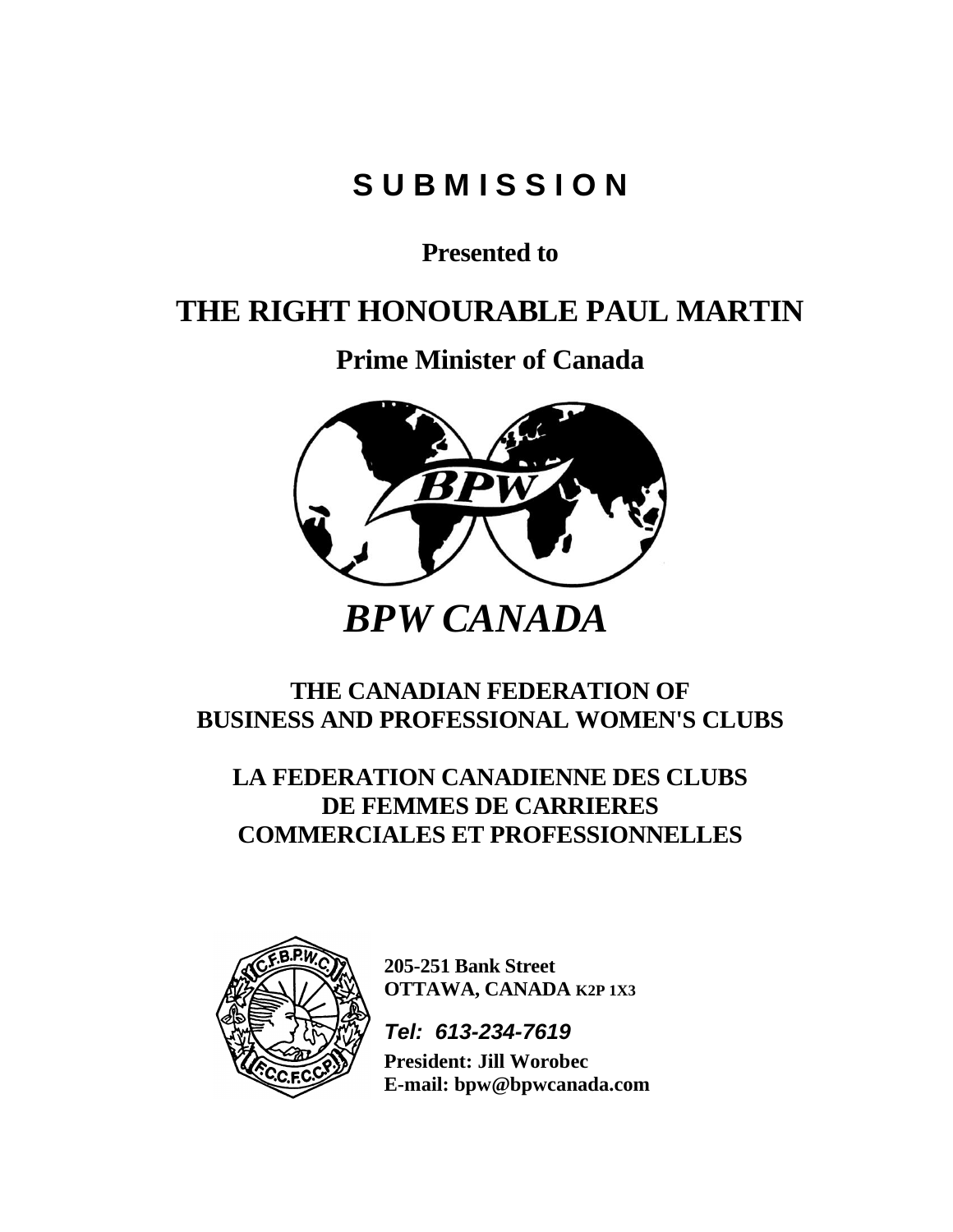# S U B M I S S I O N

**Presented to**

# THE RIGHT HONOURABLE PAUL MARTIN

## Prime Minister of Canada

*BPW CANADA*

## THE CANADIAN FEDERATION OF BUSINESS AND PROFESSIONAL WOMEN'S CLUBS

## LA FEDERATION CANADIENNE DES CLUBS DE FEMMES DE CARRIERES COMMERCIALES ET PROFESSIONNELLES

**205-251 Bank Street**
**OTTAWA, CANADA K2P 1X3**

***Tel: 613-234-7619***

**President: Jill Worobec**
**E-mail: bpw@bpwcanada.com**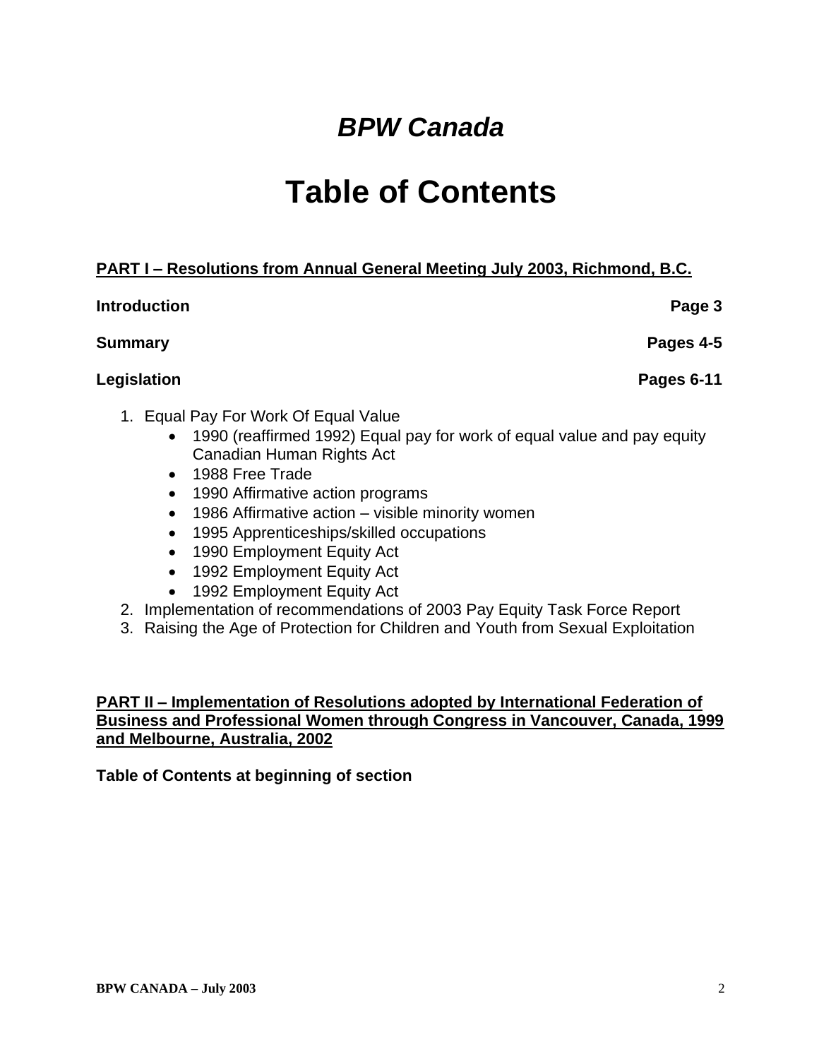## *BPW Canada*

# Table of Contents

**PART I – Resolutions from Annual General Meeting July 2003, Richmond, B.C.**

**Introduction** **Page 3**

**Summary** **Pages 4-5**

**Legislation** **Pages 6-11**

1. Equal Pay For Work Of Equal Value
   - 1990 (reaffirmed 1992) Equal pay for work of equal value and pay equity Canadian Human Rights Act
   - 1988 Free Trade
   - 1990 Affirmative action programs
   - 1986 Affirmative action – visible minority women
   - 1995 Apprenticeships/skilled occupations
   - 1990 Employment Equity Act
   - 1992 Employment Equity Act
   - 1992 Employment Equity Act
2. Implementation of recommendations of 2003 Pay Equity Task Force Report
3. Raising the Age of Protection for Children and Youth from Sexual Exploitation

**PART II – Implementation of Resolutions adopted by International Federation of Business and Professional Women through Congress in Vancouver, Canada, 1999 and Melbourne, Australia, 2002**

**Table of Contents at beginning of section**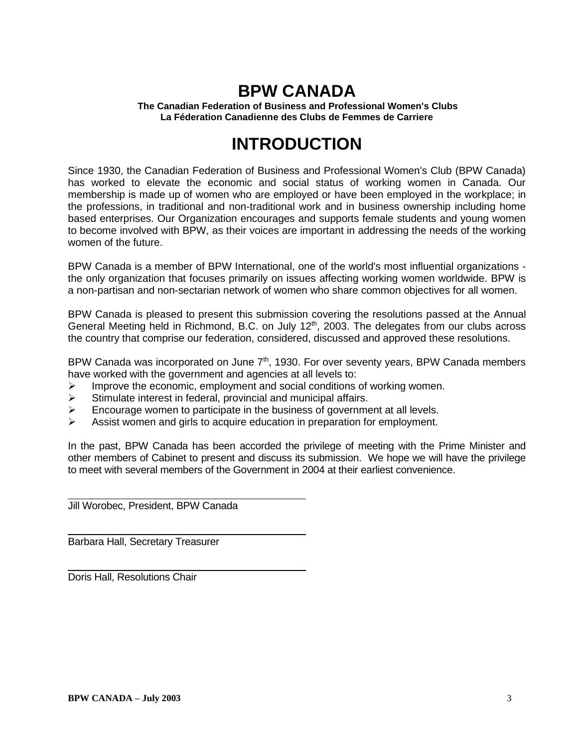# BPW CANADA

**The Canadian Federation of Business and Professional Women's Clubs**
**La Féderation Canadienne des Clubs de Femmes de Carriere**

# INTRODUCTION

Since 1930, the Canadian Federation of Business and Professional Women's Club (BPW Canada) has worked to elevate the economic and social status of working women in Canada. Our membership is made up of women who are employed or have been employed in the workplace; in the professions, in traditional and non-traditional work and in business ownership including home based enterprises. Our Organization encourages and supports female students and young women to become involved with BPW, as their voices are important in addressing the needs of the working women of the future.

BPW Canada is a member of BPW International, one of the world's most influential organizations - the only organization that focuses primarily on issues affecting working women worldwide. BPW is a non-partisan and non-sectarian network of women who share common objectives for all women.

BPW Canada is pleased to present this submission covering the resolutions passed at the Annual General Meeting held in Richmond, B.C. on July 12th, 2003. The delegates from our clubs across the country that comprise our federation, considered, discussed and approved these resolutions.

BPW Canada was incorporated on June 7th, 1930. For over seventy years, BPW Canada members have worked with the government and agencies at all levels to:

- Improve the economic, employment and social conditions of working women.
- Stimulate interest in federal, provincial and municipal affairs.
- Encourage women to participate in the business of government at all levels.
- Assist women and girls to acquire education in preparation for employment.

In the past, BPW Canada has been accorded the privilege of meeting with the Prime Minister and other members of Cabinet to present and discuss its submission. We hope we will have the privilege to meet with several members of the Government in 2004 at their earliest convenience.

Jill Worobec, President, BPW Canada

Barbara Hall, Secretary Treasurer

Doris Hall, Resolutions Chair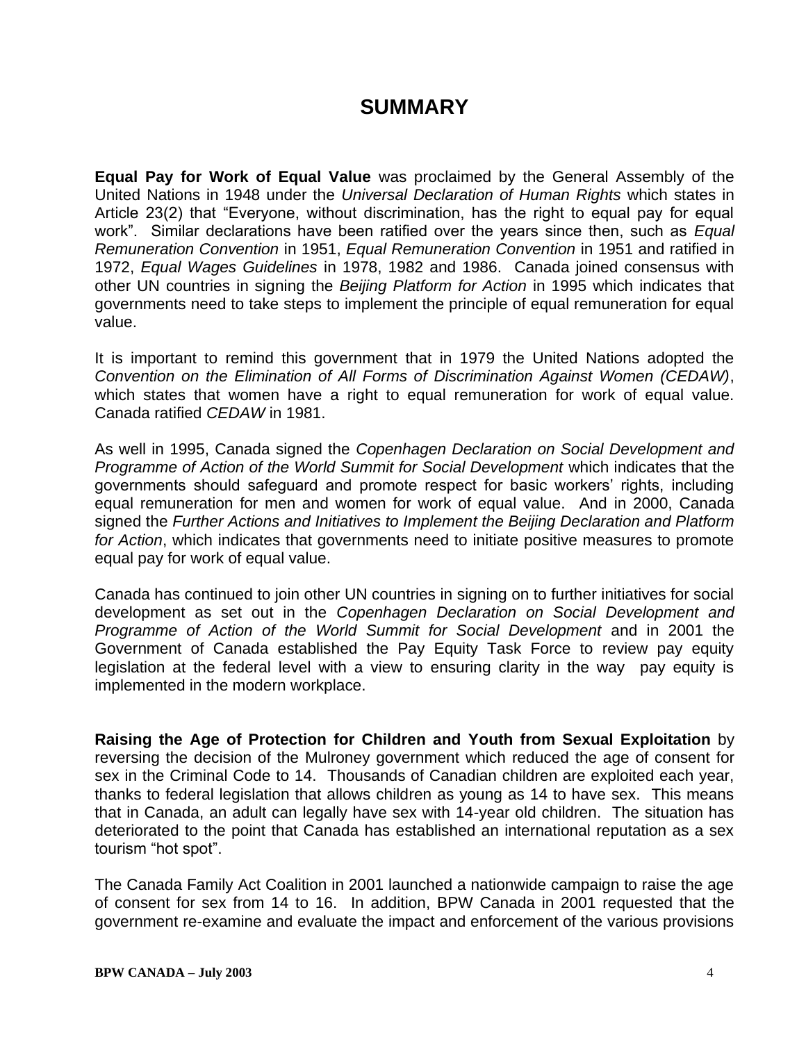# SUMMARY

**Equal Pay for Work of Equal Value** was proclaimed by the General Assembly of the United Nations in 1948 under the *Universal Declaration of Human Rights* which states in Article 23(2) that "Everyone, without discrimination, has the right to equal pay for equal work". Similar declarations have been ratified over the years since then, such as *Equal Remuneration Convention* in 1951, *Equal Remuneration Convention* in 1951 and ratified in 1972, *Equal Wages Guidelines* in 1978, 1982 and 1986. Canada joined consensus with other UN countries in signing the *Beijing Platform for Action* in 1995 which indicates that governments need to take steps to implement the principle of equal remuneration for equal value.

It is important to remind this government that in 1979 the United Nations adopted the *Convention on the Elimination of All Forms of Discrimination Against Women (CEDAW)*, which states that women have a right to equal remuneration for work of equal value. Canada ratified *CEDAW* in 1981.

As well in 1995, Canada signed the *Copenhagen Declaration on Social Development and Programme of Action of the World Summit for Social Development* which indicates that the governments should safeguard and promote respect for basic workers' rights, including equal remuneration for men and women for work of equal value. And in 2000, Canada signed the *Further Actions and Initiatives to Implement the Beijing Declaration and Platform for Action*, which indicates that governments need to initiate positive measures to promote equal pay for work of equal value.

Canada has continued to join other UN countries in signing on to further initiatives for social development as set out in the *Copenhagen Declaration on Social Development and Programme of Action of the World Summit for Social Development* and in 2001 the Government of Canada established the Pay Equity Task Force to review pay equity legislation at the federal level with a view to ensuring clarity in the way pay equity is implemented in the modern workplace.

**Raising the Age of Protection for Children and Youth from Sexual Exploitation** by reversing the decision of the Mulroney government which reduced the age of consent for sex in the Criminal Code to 14. Thousands of Canadian children are exploited each year, thanks to federal legislation that allows children as young as 14 to have sex. This means that in Canada, an adult can legally have sex with 14-year old children. The situation has deteriorated to the point that Canada has established an international reputation as a sex tourism "hot spot".

The Canada Family Act Coalition in 2001 launched a nationwide campaign to raise the age of consent for sex from 14 to 16. In addition, BPW Canada in 2001 requested that the government re-examine and evaluate the impact and enforcement of the various provisions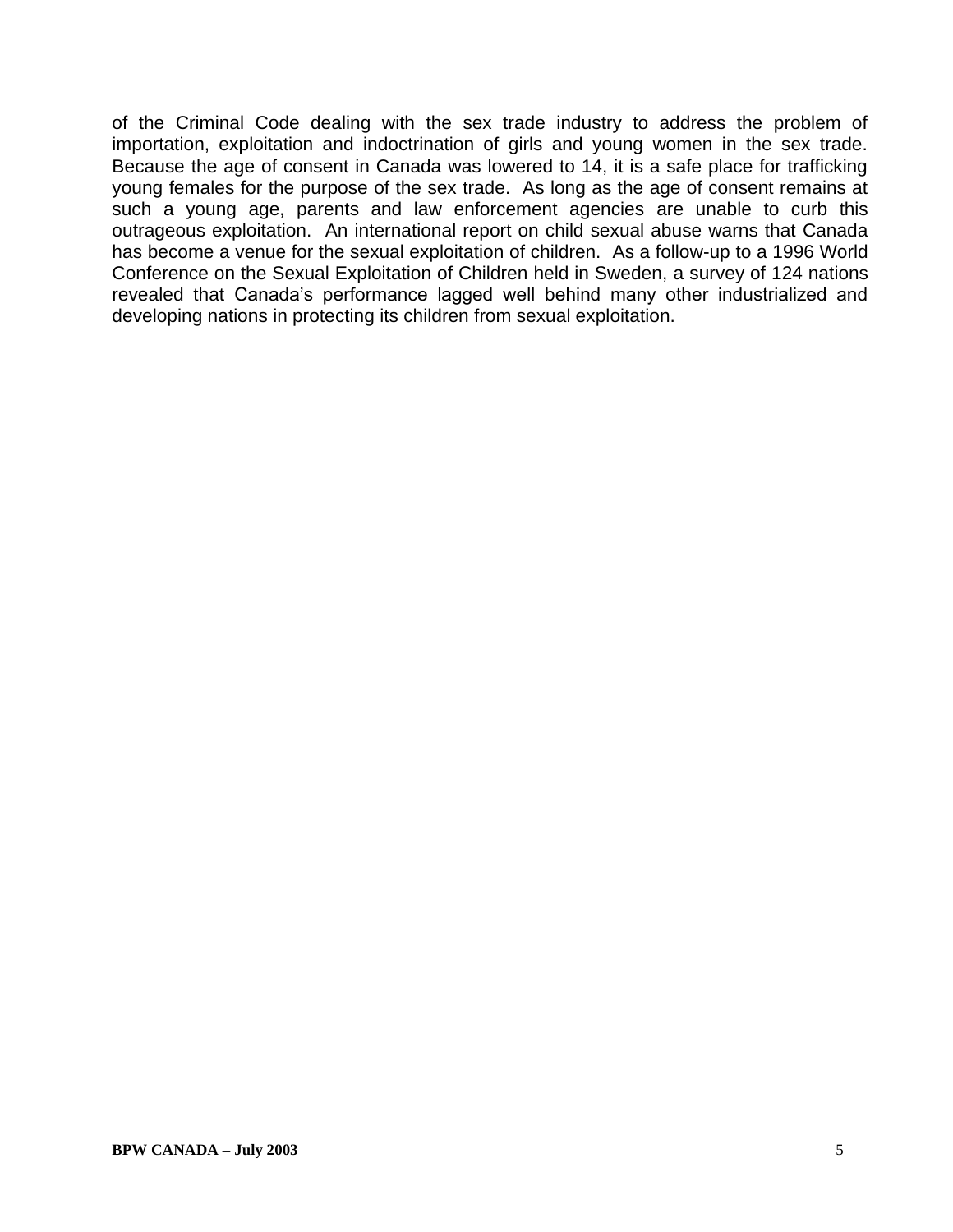of the Criminal Code dealing with the sex trade industry to address the problem of importation, exploitation and indoctrination of girls and young women in the sex trade. Because the age of consent in Canada was lowered to 14, it is a safe place for trafficking young females for the purpose of the sex trade. As long as the age of consent remains at such a young age, parents and law enforcement agencies are unable to curb this outrageous exploitation. An international report on child sexual abuse warns that Canada has become a venue for the sexual exploitation of children. As a follow-up to a 1996 World Conference on the Sexual Exploitation of Children held in Sweden, a survey of 124 nations revealed that Canada's performance lagged well behind many other industrialized and developing nations in protecting its children from sexual exploitation.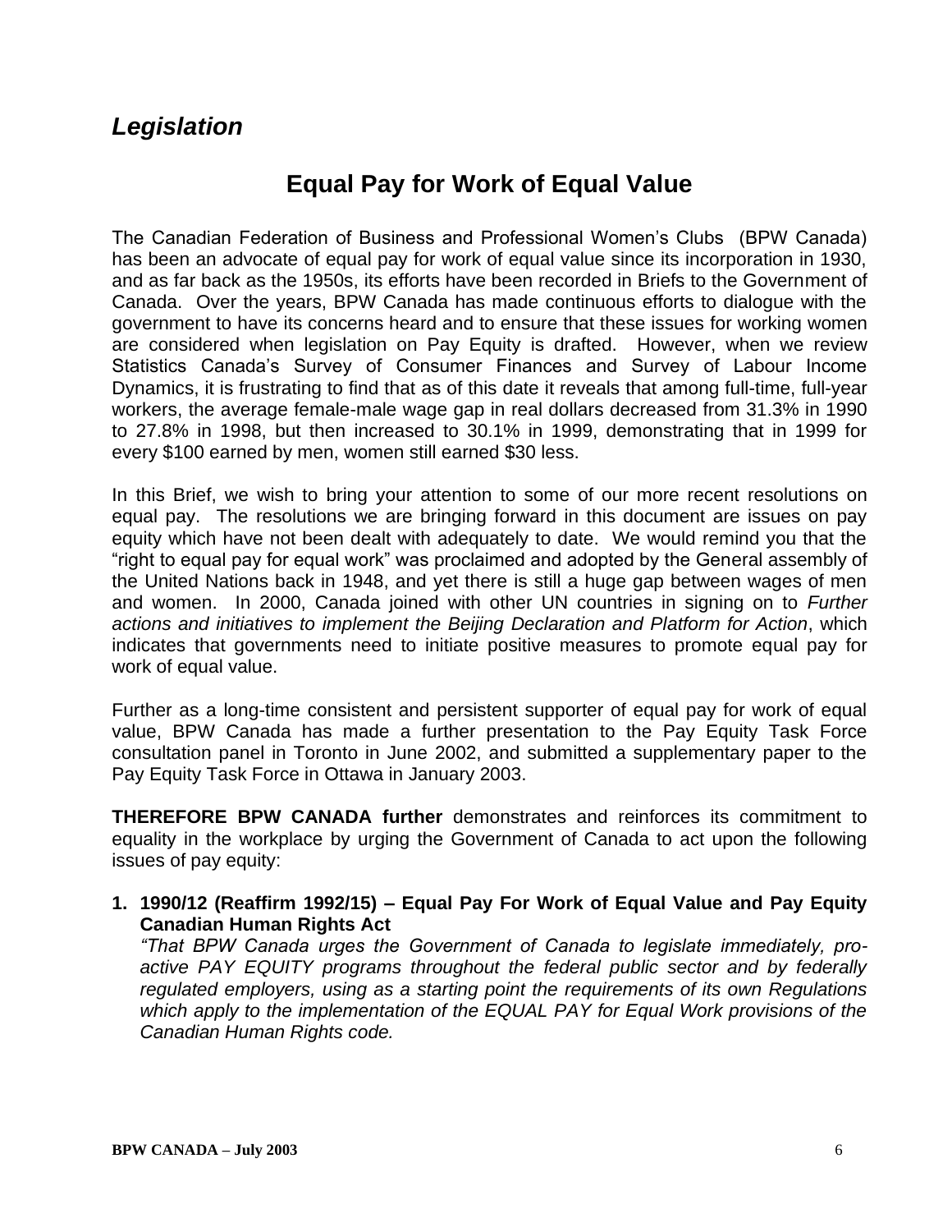# *Legislation*

## Equal Pay for Work of Equal Value

The Canadian Federation of Business and Professional Women's Clubs (BPW Canada) has been an advocate of equal pay for work of equal value since its incorporation in 1930, and as far back as the 1950s, its efforts have been recorded in Briefs to the Government of Canada. Over the years, BPW Canada has made continuous efforts to dialogue with the government to have its concerns heard and to ensure that these issues for working women are considered when legislation on Pay Equity is drafted. However, when we review Statistics Canada's Survey of Consumer Finances and Survey of Labour Income Dynamics, it is frustrating to find that as of this date it reveals that among full-time, full-year workers, the average female-male wage gap in real dollars decreased from 31.3% in 1990 to 27.8% in 1998, but then increased to 30.1% in 1999, demonstrating that in 1999 for every $100 earned by men, women still earned $30 less.

In this Brief, we wish to bring your attention to some of our more recent resolutions on equal pay. The resolutions we are bringing forward in this document are issues on pay equity which have not been dealt with adequately to date. We would remind you that the "right to equal pay for equal work" was proclaimed and adopted by the General assembly of the United Nations back in 1948, and yet there is still a huge gap between wages of men and women. In 2000, Canada joined with other UN countries in signing on to *Further actions and initiatives to implement the Beijing Declaration and Platform for Action*, which indicates that governments need to initiate positive measures to promote equal pay for work of equal value.

Further as a long-time consistent and persistent supporter of equal pay for work of equal value, BPW Canada has made a further presentation to the Pay Equity Task Force consultation panel in Toronto in June 2002, and submitted a supplementary paper to the Pay Equity Task Force in Ottawa in January 2003.

**THEREFORE BPW CANADA further** demonstrates and reinforces its commitment to equality in the workplace by urging the Government of Canada to act upon the following issues of pay equity:

1. **1990/12 (Reaffirm 1992/15) – Equal Pay For Work of Equal Value and Pay Equity Canadian Human Rights Act**
   *"That BPW Canada urges the Government of Canada to legislate immediately, pro-active PAY EQUITY programs throughout the federal public sector and by federally regulated employers, using as a starting point the requirements of its own Regulations which apply to the implementation of the EQUAL PAY for Equal Work provisions of the Canadian Human Rights code.*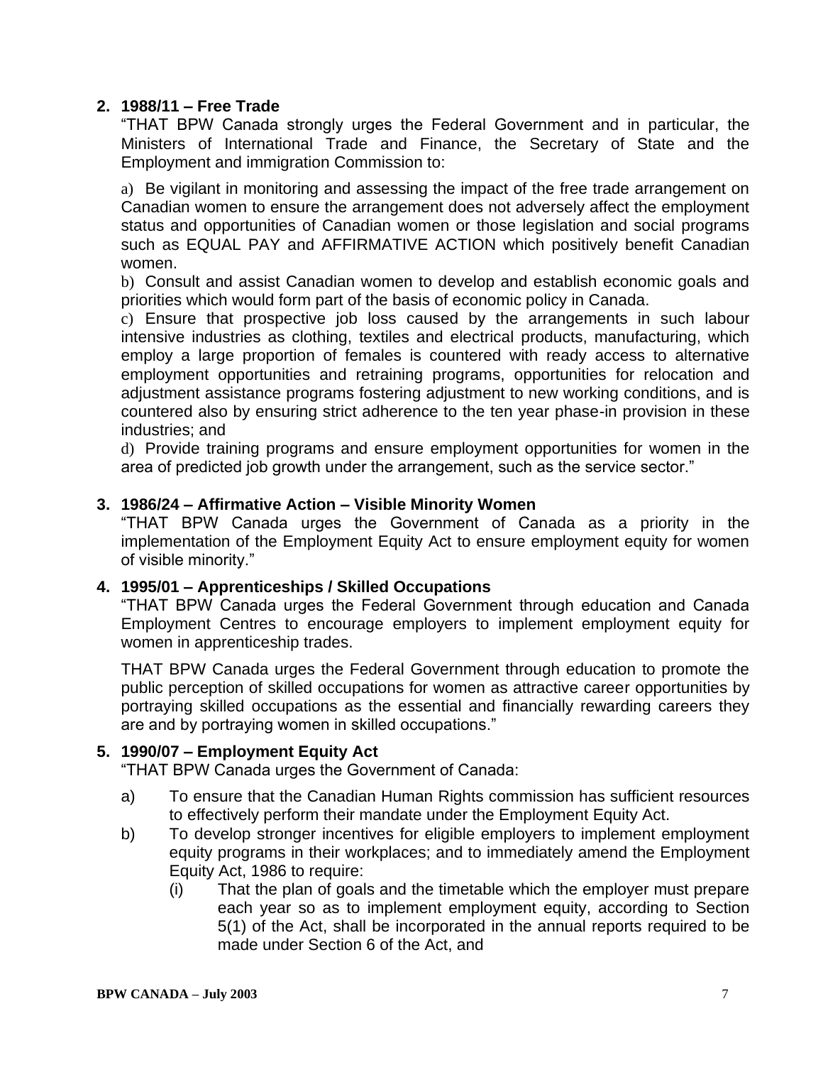**2. 1988/11 – Free Trade**

"THAT BPW Canada strongly urges the Federal Government and in particular, the Ministers of International Trade and Finance, the Secretary of State and the Employment and immigration Commission to:

a) Be vigilant in monitoring and assessing the impact of the free trade arrangement on Canadian women to ensure the arrangement does not adversely affect the employment status and opportunities of Canadian women or those legislation and social programs such as EQUAL PAY and AFFIRMATIVE ACTION which positively benefit Canadian women.
b) Consult and assist Canadian women to develop and establish economic goals and priorities which would form part of the basis of economic policy in Canada.
c) Ensure that prospective job loss caused by the arrangements in such labour intensive industries as clothing, textiles and electrical products, manufacturing, which employ a large proportion of females is countered with ready access to alternative employment opportunities and retraining programs, opportunities for relocation and adjustment assistance programs fostering adjustment to new working conditions, and is countered also by ensuring strict adherence to the ten year phase-in provision in these industries; and
d) Provide training programs and ensure employment opportunities for women in the area of predicted job growth under the arrangement, such as the service sector."

**3. 1986/24 – Affirmative Action – Visible Minority Women**

"THAT BPW Canada urges the Government of Canada as a priority in the implementation of the Employment Equity Act to ensure employment equity for women of visible minority."

**4. 1995/01 – Apprenticeships / Skilled Occupations**

"THAT BPW Canada urges the Federal Government through education and Canada Employment Centres to encourage employers to implement employment equity for women in apprenticeship trades.

THAT BPW Canada urges the Federal Government through education to promote the public perception of skilled occupations for women as attractive career opportunities by portraying skilled occupations as the essential and financially rewarding careers they are and by portraying women in skilled occupations."

**5. 1990/07 – Employment Equity Act**

"THAT BPW Canada urges the Government of Canada:

a) To ensure that the Canadian Human Rights commission has sufficient resources to effectively perform their mandate under the Employment Equity Act.
b) To develop stronger incentives for eligible employers to implement employment equity programs in their workplaces; and to immediately amend the Employment Equity Act, 1986 to require:
   (i) That the plan of goals and the timetable which the employer must prepare each year so as to implement employment equity, according to Section 5(1) of the Act, shall be incorporated in the annual reports required to be made under Section 6 of the Act, and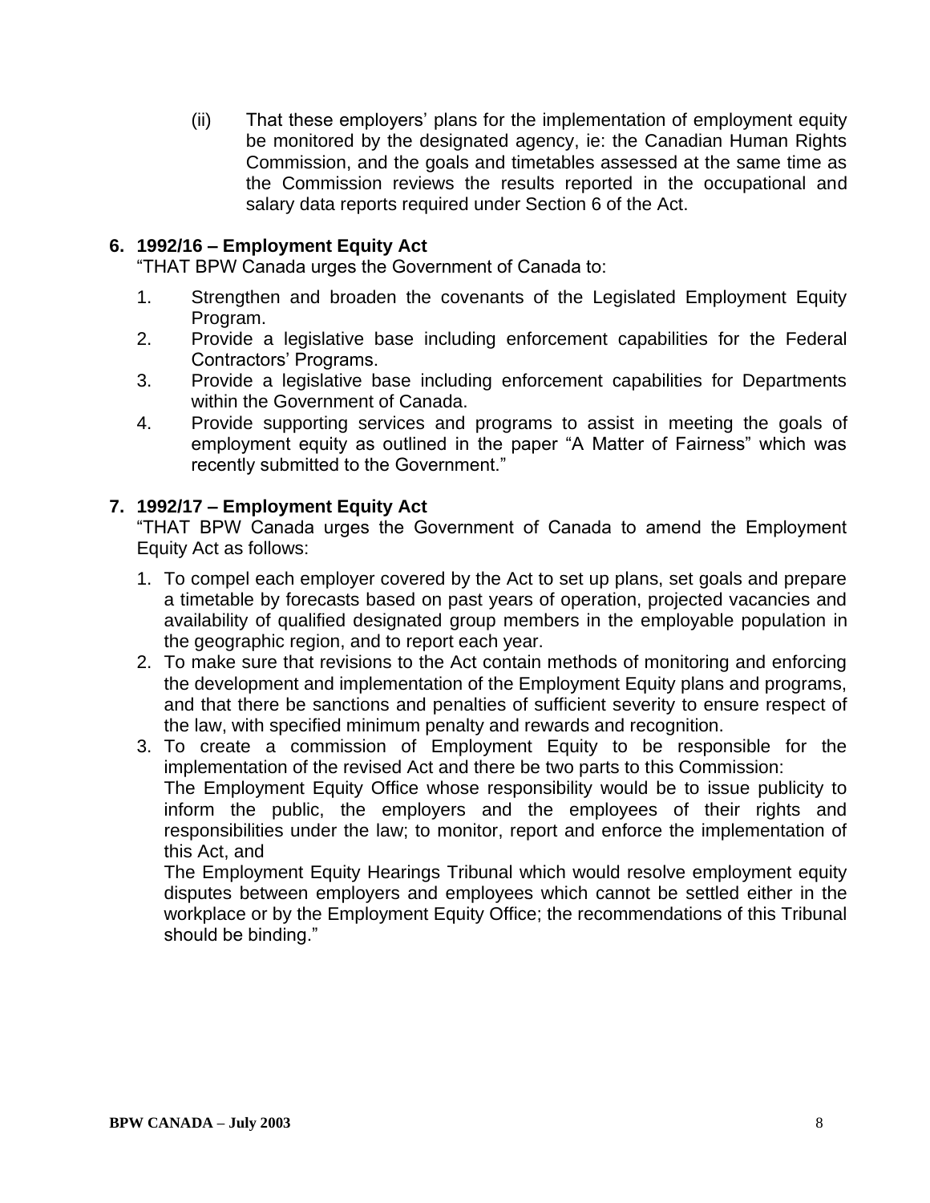(ii) That these employers' plans for the implementation of employment equity be monitored by the designated agency, ie: the Canadian Human Rights Commission, and the goals and timetables assessed at the same time as the Commission reviews the results reported in the occupational and salary data reports required under Section 6 of the Act.

**6. 1992/16 – Employment Equity Act**

"THAT BPW Canada urges the Government of Canada to:

1. Strengthen and broaden the covenants of the Legislated Employment Equity Program.
2. Provide a legislative base including enforcement capabilities for the Federal Contractors' Programs.
3. Provide a legislative base including enforcement capabilities for Departments within the Government of Canada.
4. Provide supporting services and programs to assist in meeting the goals of employment equity as outlined in the paper "A Matter of Fairness" which was recently submitted to the Government."

**7. 1992/17 – Employment Equity Act**

"THAT BPW Canada urges the Government of Canada to amend the Employment Equity Act as follows:

1. To compel each employer covered by the Act to set up plans, set goals and prepare a timetable by forecasts based on past years of operation, projected vacancies and availability of qualified designated group members in the employable population in the geographic region, and to report each year.
2. To make sure that revisions to the Act contain methods of monitoring and enforcing the development and implementation of the Employment Equity plans and programs, and that there be sanctions and penalties of sufficient severity to ensure respect of the law, with specified minimum penalty and rewards and recognition.
3. To create a commission of Employment Equity to be responsible for the implementation of the revised Act and there be two parts to this Commission:

   The Employment Equity Office whose responsibility would be to issue publicity to inform the public, the employers and the employees of their rights and responsibilities under the law; to monitor, report and enforce the implementation of this Act, and

   The Employment Equity Hearings Tribunal which would resolve employment equity disputes between employers and employees which cannot be settled either in the workplace or by the Employment Equity Office; the recommendations of this Tribunal should be binding."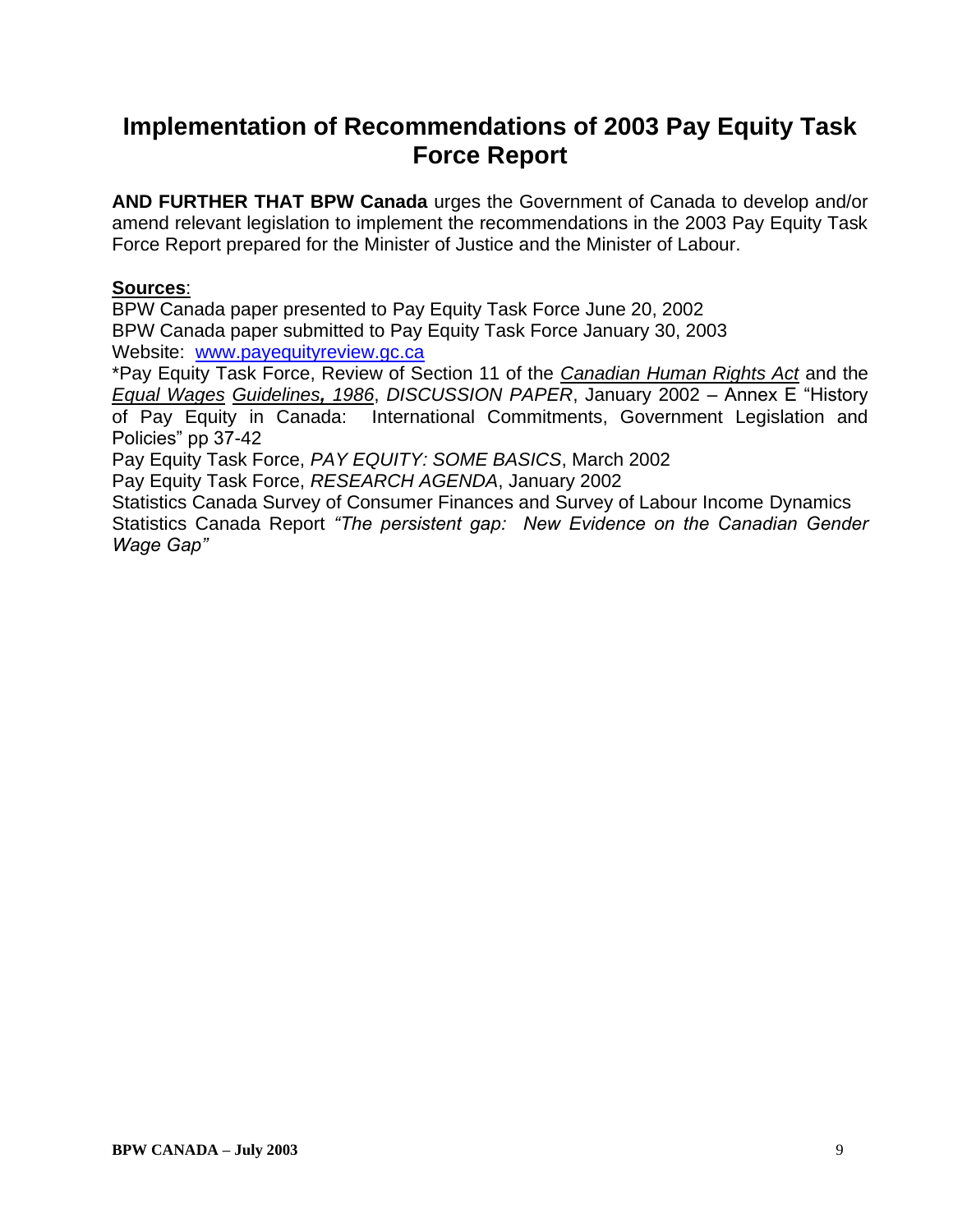# Implementation of Recommendations of 2003 Pay Equity Task Force Report

**AND FURTHER THAT BPW Canada** urges the Government of Canada to develop and/or amend relevant legislation to implement the recommendations in the 2003 Pay Equity Task Force Report prepared for the Minister of Justice and the Minister of Labour.

**Sources**:

BPW Canada paper presented to Pay Equity Task Force June 20, 2002
BPW Canada paper submitted to Pay Equity Task Force January 30, 2003
Website: www.payequityreview.gc.ca
*Pay Equity Task Force, Review of Section 11 of the *Canadian Human Rights Act* and the *Equal Wages Guidelines, 1986*, *DISCUSSION PAPER*, January 2002 – Annex E "History of Pay Equity in Canada: International Commitments, Government Legislation and Policies" pp 37-42
Pay Equity Task Force, *PAY EQUITY: SOME BASICS*, March 2002
Pay Equity Task Force, *RESEARCH AGENDA*, January 2002
Statistics Canada Survey of Consumer Finances and Survey of Labour Income Dynamics
Statistics Canada Report *"The persistent gap: New Evidence on the Canadian Gender Wage Gap"*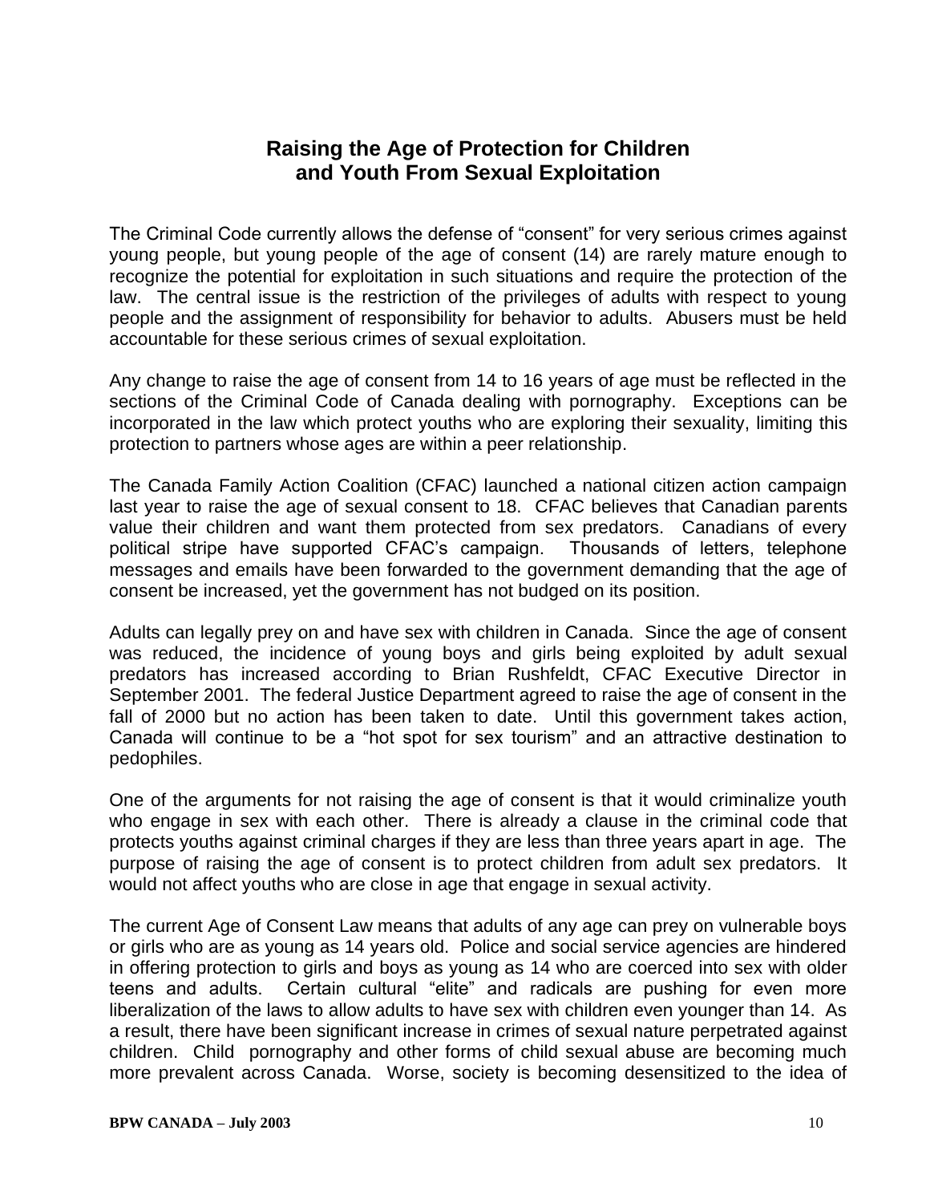## Raising the Age of Protection for Children and Youth From Sexual Exploitation

The Criminal Code currently allows the defense of "consent" for very serious crimes against young people, but young people of the age of consent (14) are rarely mature enough to recognize the potential for exploitation in such situations and require the protection of the law. The central issue is the restriction of the privileges of adults with respect to young people and the assignment of responsibility for behavior to adults. Abusers must be held accountable for these serious crimes of sexual exploitation.

Any change to raise the age of consent from 14 to 16 years of age must be reflected in the sections of the Criminal Code of Canada dealing with pornography. Exceptions can be incorporated in the law which protect youths who are exploring their sexuality, limiting this protection to partners whose ages are within a peer relationship.

The Canada Family Action Coalition (CFAC) launched a national citizen action campaign last year to raise the age of sexual consent to 18. CFAC believes that Canadian parents value their children and want them protected from sex predators. Canadians of every political stripe have supported CFAC's campaign. Thousands of letters, telephone messages and emails have been forwarded to the government demanding that the age of consent be increased, yet the government has not budged on its position.

Adults can legally prey on and have sex with children in Canada. Since the age of consent was reduced, the incidence of young boys and girls being exploited by adult sexual predators has increased according to Brian Rushfeldt, CFAC Executive Director in September 2001. The federal Justice Department agreed to raise the age of consent in the fall of 2000 but no action has been taken to date. Until this government takes action, Canada will continue to be a "hot spot for sex tourism" and an attractive destination to pedophiles.

One of the arguments for not raising the age of consent is that it would criminalize youth who engage in sex with each other. There is already a clause in the criminal code that protects youths against criminal charges if they are less than three years apart in age. The purpose of raising the age of consent is to protect children from adult sex predators. It would not affect youths who are close in age that engage in sexual activity.

The current Age of Consent Law means that adults of any age can prey on vulnerable boys or girls who are as young as 14 years old. Police and social service agencies are hindered in offering protection to girls and boys as young as 14 who are coerced into sex with older teens and adults. Certain cultural "elite" and radicals are pushing for even more liberalization of the laws to allow adults to have sex with children even younger than 14. As a result, there have been significant increase in crimes of sexual nature perpetrated against children. Child pornography and other forms of child sexual abuse are becoming much more prevalent across Canada. Worse, society is becoming desensitized to the idea of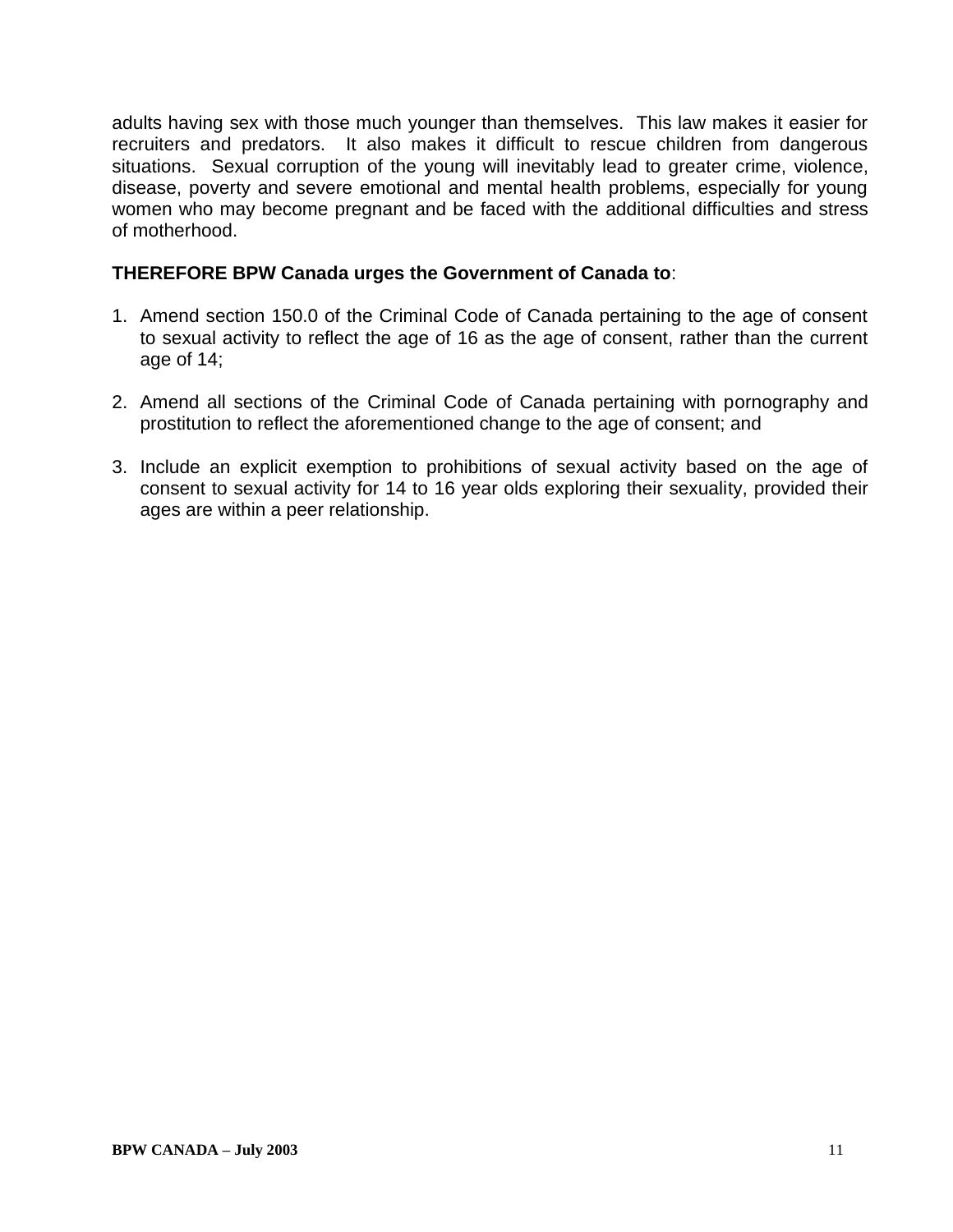adults having sex with those much younger than themselves. This law makes it easier for recruiters and predators. It also makes it difficult to rescue children from dangerous situations. Sexual corruption of the young will inevitably lead to greater crime, violence, disease, poverty and severe emotional and mental health problems, especially for young women who may become pregnant and be faced with the additional difficulties and stress of motherhood.

**THEREFORE BPW Canada urges the Government of Canada to**:

1. Amend section 150.0 of the Criminal Code of Canada pertaining to the age of consent to sexual activity to reflect the age of 16 as the age of consent, rather than the current age of 14;

2. Amend all sections of the Criminal Code of Canada pertaining with pornography and prostitution to reflect the aforementioned change to the age of consent; and

3. Include an explicit exemption to prohibitions of sexual activity based on the age of consent to sexual activity for 14 to 16 year olds exploring their sexuality, provided their ages are within a peer relationship.